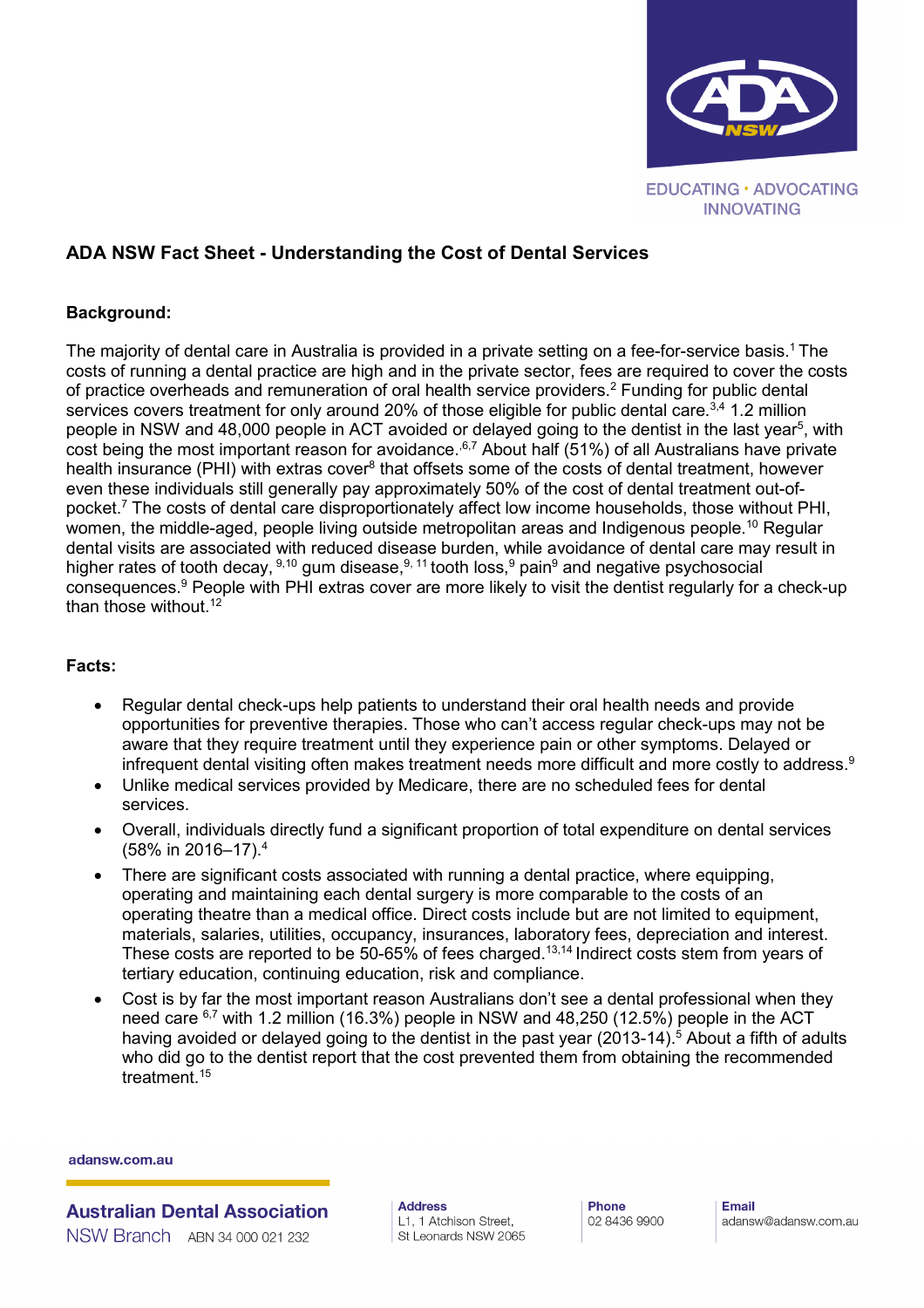EDUCATING · ADVOCATING INNOVATING

## ADA NSW Fact Sheet - Understanding the Cost of Dental Services

**Background:**

The majority of dental care in Australia is provided in a private setting on a fee-for-service basis.[1] The costs of running a dental practice are high and in the private sector, fees are required to cover the costs of practice overheads and remuneration of oral health service providers.[2] Funding for public dental services covers treatment for only around 20% of those eligible for public dental care.[3,4] 1.2 million people in NSW and 48,000 people in ACT avoided or delayed going to the dentist in the last year[5], with cost being the most important reason for avoidance.[6,7] About half (51%) of all Australians have private health insurance (PHI) with extras cover[8] that offsets some of the costs of dental treatment, however even these individuals still generally pay approximately 50% of the cost of dental treatment out-of-pocket.[7] The costs of dental care disproportionately affect low income households, those without PHI, women, the middle-aged, people living outside metropolitan areas and Indigenous people.[10] Regular dental visits are associated with reduced disease burden, while avoidance of dental care may result in higher rates of tooth decay,[9,10] gum disease,[9, 11] tooth loss,[9] pain[9] and negative psychosocial consequences.[9] People with PHI extras cover are more likely to visit the dentist regularly for a check-up than those without.[12]

**Facts:**

- Regular dental check-ups help patients to understand their oral health needs and provide opportunities for preventive therapies. Those who can't access regular check-ups may not be aware that they require treatment until they experience pain or other symptoms. Delayed or infrequent dental visiting often makes treatment needs more difficult and more costly to address.[9]
- Unlike medical services provided by Medicare, there are no scheduled fees for dental services.
- Overall, individuals directly fund a significant proportion of total expenditure on dental services (58% in 2016–17).[4]
- There are significant costs associated with running a dental practice, where equipping, operating and maintaining each dental surgery is more comparable to the costs of an operating theatre than a medical office. Direct costs include but are not limited to equipment, materials, salaries, utilities, occupancy, insurances, laboratory fees, depreciation and interest. These costs are reported to be 50-65% of fees charged.[13,14] Indirect costs stem from years of tertiary education, continuing education, risk and compliance.
- Cost is by far the most important reason Australians don't see a dental professional when they need care [6,7] with 1.2 million (16.3%) people in NSW and 48,250 (12.5%) people in the ACT having avoided or delayed going to the dentist in the past year (2013-14).[5] About a fifth of adults who did go to the dentist report that the cost prevented them from obtaining the recommended treatment.[15]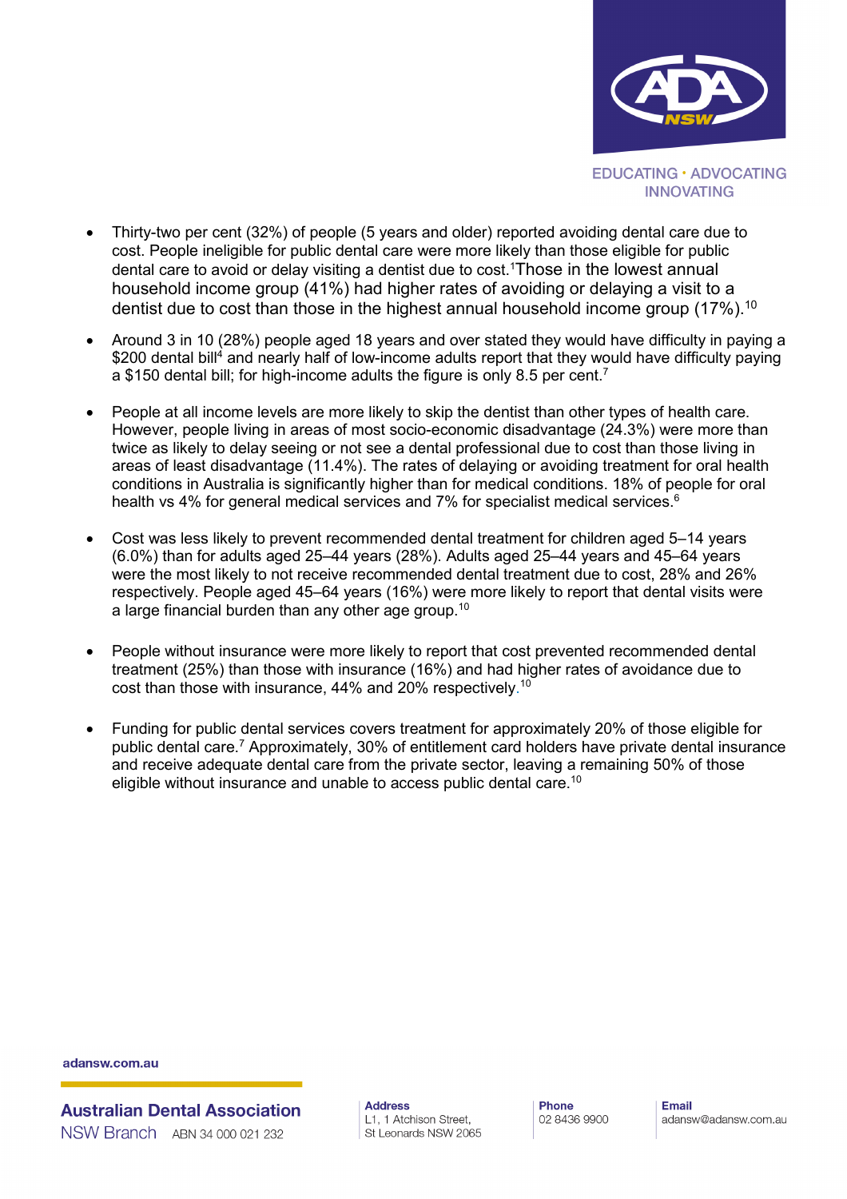- Thirty-two per cent (32%) of people (5 years and older) reported avoiding dental care due to cost. People ineligible for public dental care were more likely than those eligible for public dental care to avoid or delay visiting a dentist due to cost.[1] Those in the lowest annual household income group (41%) had higher rates of avoiding or delaying a visit to a dentist due to cost than those in the highest annual household income group (17%).[10]

- Around 3 in 10 (28%) people aged 18 years and over stated they would have difficulty in paying a $200 dental bill[4] and nearly half of low-income adults report that they would have difficulty paying a $150 dental bill; for high-income adults the figure is only 8.5 per cent.[7]

- People at all income levels are more likely to skip the dentist than other types of health care. However, people living in areas of most socio-economic disadvantage (24.3%) were more than twice as likely to delay seeing or not see a dental professional due to cost than those living in areas of least disadvantage (11.4%). The rates of delaying or avoiding treatment for oral health conditions in Australia is significantly higher than for medical conditions. 18% of people for oral health vs 4% for general medical services and 7% for specialist medical services.[6]

- Cost was less likely to prevent recommended dental treatment for children aged 5–14 years (6.0%) than for adults aged 25–44 years (28%). Adults aged 25–44 years and 45–64 years were the most likely to not receive recommended dental treatment due to cost, 28% and 26% respectively. People aged 45–64 years (16%) were more likely to report that dental visits were a large financial burden than any other age group.[10]

- People without insurance were more likely to report that cost prevented recommended dental treatment (25%) than those with insurance (16%) and had higher rates of avoidance due to cost than those with insurance, 44% and 20% respectively.[10]

- Funding for public dental services covers treatment for approximately 20% of those eligible for public dental care.[7] Approximately, 30% of entitlement card holders have private dental insurance and receive adequate dental care from the private sector, leaving a remaining 50% of those eligible without insurance and unable to access public dental care.[10]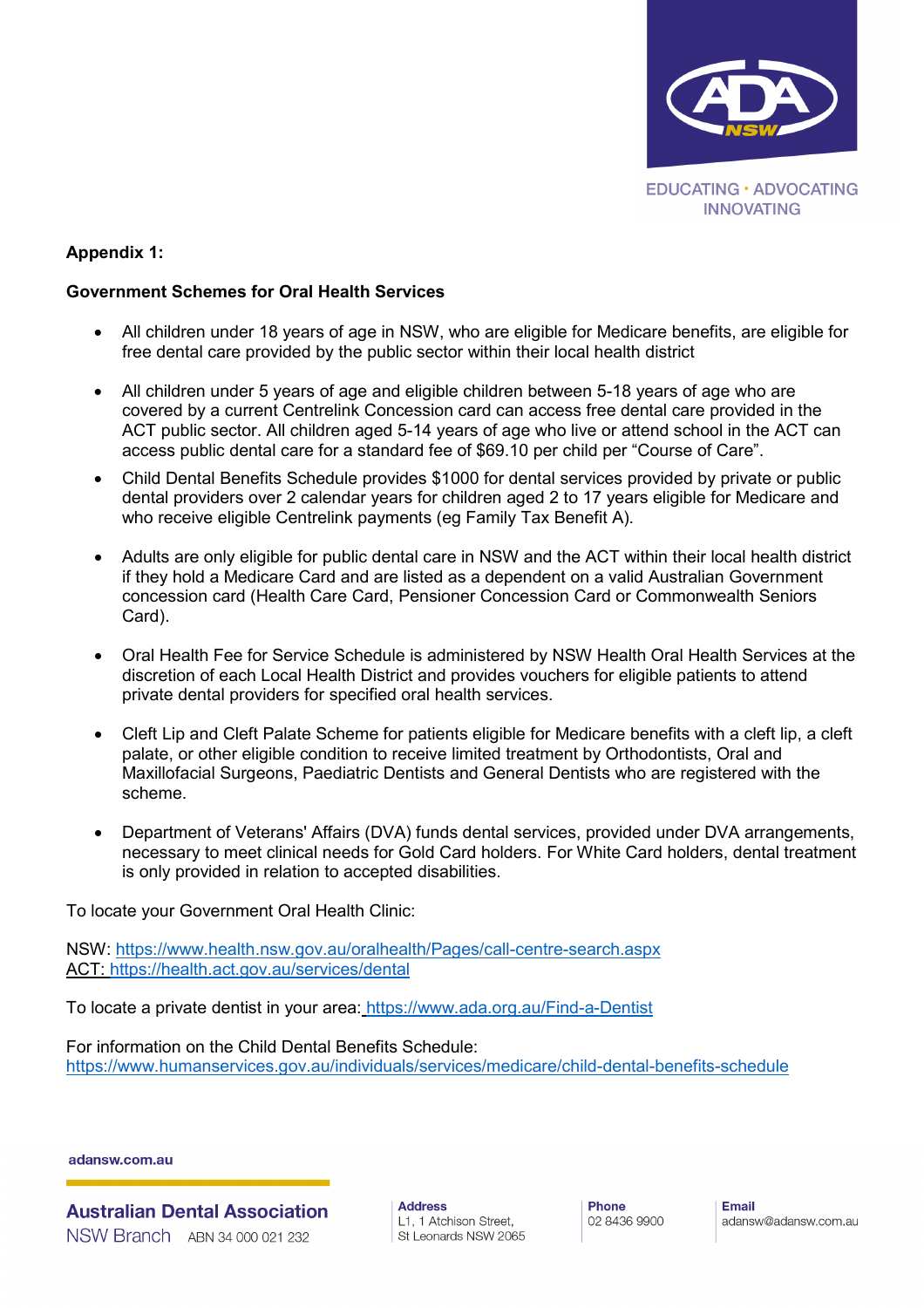**Appendix 1:**

**Government Schemes for Oral Health Services**

- All children under 18 years of age in NSW, who are eligible for Medicare benefits, are eligible for free dental care provided by the public sector within their local health district
- All children under 5 years of age and eligible children between 5-18 years of age who are covered by a current Centrelink Concession card can access free dental care provided in the ACT public sector. All children aged 5-14 years of age who live or attend school in the ACT can access public dental care for a standard fee of $69.10 per child per "Course of Care".
- Child Dental Benefits Schedule provides $1000 for dental services provided by private or public dental providers over 2 calendar years for children aged 2 to 17 years eligible for Medicare and who receive eligible Centrelink payments (eg Family Tax Benefit A).
- Adults are only eligible for public dental care in NSW and the ACT within their local health district if they hold a Medicare Card and are listed as a dependent on a valid Australian Government concession card (Health Care Card, Pensioner Concession Card or Commonwealth Seniors Card).
- Oral Health Fee for Service Schedule is administered by NSW Health Oral Health Services at the discretion of each Local Health District and provides vouchers for eligible patients to attend private dental providers for specified oral health services.
- Cleft Lip and Cleft Palate Scheme for patients eligible for Medicare benefits with a cleft lip, a cleft palate, or other eligible condition to receive limited treatment by Orthodontists, Oral and Maxillofacial Surgeons, Paediatric Dentists and General Dentists who are registered with the scheme.
- Department of Veterans' Affairs (DVA) funds dental services, provided under DVA arrangements, necessary to meet clinical needs for Gold Card holders. For White Card holders, dental treatment is only provided in relation to accepted disabilities.

To locate your Government Oral Health Clinic:

NSW: https://www.health.nsw.gov.au/oralhealth/Pages/call-centre-search.aspx
ACT: https://health.act.gov.au/services/dental

To locate a private dentist in your area: https://www.ada.org.au/Find-a-Dentist

For information on the Child Dental Benefits Schedule:
https://www.humanservices.gov.au/individuals/services/medicare/child-dental-benefits-schedule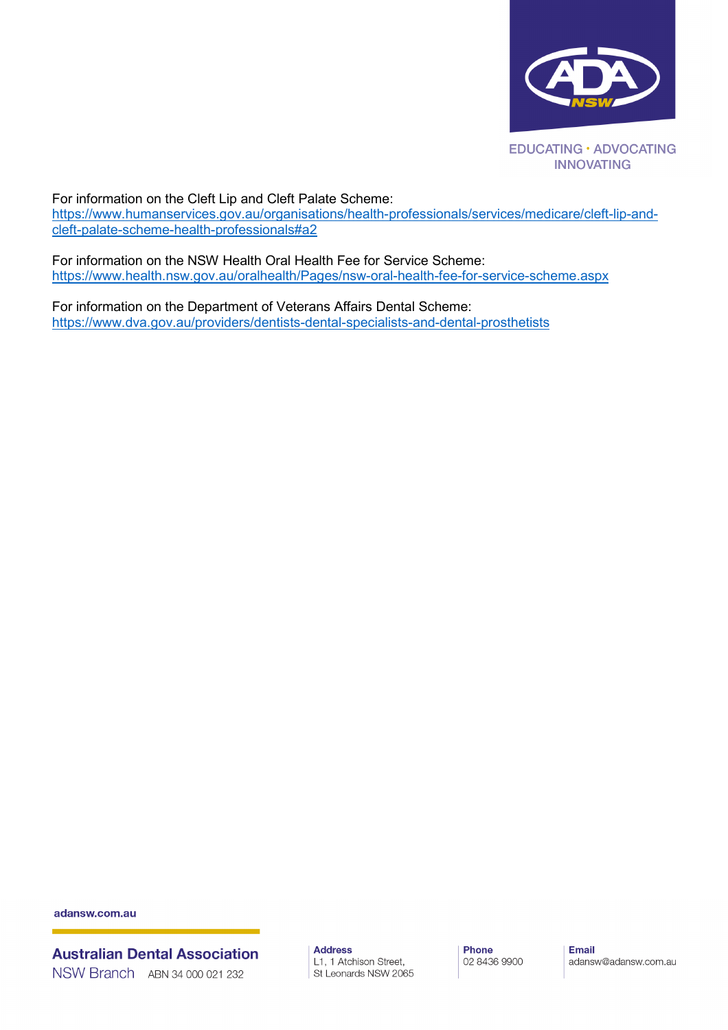For information on the Cleft Lip and Cleft Palate Scheme:
https://www.humanservices.gov.au/organisations/health-professionals/services/medicare/cleft-lip-and-cleft-palate-scheme-health-professionals#a2

For information on the NSW Health Oral Health Fee for Service Scheme:
https://www.health.nsw.gov.au/oralhealth/Pages/nsw-oral-health-fee-for-service-scheme.aspx

For information on the Department of Veterans Affairs Dental Scheme:
https://www.dva.gov.au/providers/dentists-dental-specialists-and-dental-prosthetists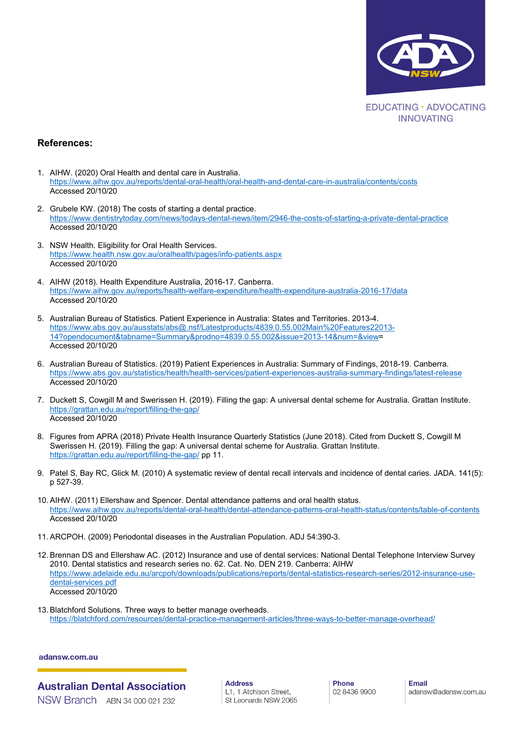## References:

1. AIHW. (2020) Oral Health and dental care in Australia.
   https://www.aihw.gov.au/reports/dental-oral-health/oral-health-and-dental-care-in-australia/contents/costs
   Accessed 20/10/20

2. Grubele KW. (2018) The costs of starting a dental practice.
   https://www.dentistrytoday.com/news/todays-dental-news/item/2946-the-costs-of-starting-a-private-dental-practice
   Accessed 20/10/20

3. NSW Health. Eligibility for Oral Health Services.
   https://www.health.nsw.gov.au/oralhealth/pages/info-patients.aspx
   Accessed 20/10/20

4. AIHW (2018). Health Expenditure Australia, 2016-17. Canberra.
   https://www.aihw.gov.au/reports/health-welfare-expenditure/health-expenditure-australia-2016-17/data
   Accessed 20/10/20

5. Australian Bureau of Statistics. Patient Experience in Australia: States and Territories. 2013-4.
   https://www.abs.gov.au/ausstats/abs@.nsf/Latestproducts/4839.0.55.002Main%20Features22013-14?opendocument&tabname=Summary&prodno=4839.0.55.002&issue=2013-14&num=&view=
   Accessed 20/10/20

6. Australian Bureau of Statistics. (2019) Patient Experiences in Australia: Summary of Findings, 2018-19. Canberra.
   https://www.abs.gov.au/statistics/health/health-services/patient-experiences-australia-summary-findings/latest-release
   Accessed 20/10/20

7. Duckett S, Cowgill M and Swerissen H. (2019). Filling the gap: A universal dental scheme for Australia. Grattan Institute.
   https://grattan.edu.au/report/filling-the-gap/
   Accessed 20/10/20

8. Figures from APRA (2018) Private Health Insurance Quarterly Statistics (June 2018). Cited from Duckett S, Cowgill M Swerissen H. (2019). Filling the gap: A universal dental scheme for Australia. Grattan Institute.
   https://grattan.edu.au/report/filling-the-gap/ pp 11.

9. Patel S, Bay RC, Glick M. (2010) A systematic review of dental recall intervals and incidence of dental caries. JADA. 141(5): p 527-39.

10. AIHW. (2011) Ellershaw and Spencer. Dental attendance patterns and oral health status.
    https://www.aihw.gov.au/reports/dental-oral-health/dental-attendance-patterns-oral-health-status/contents/table-of-contents
    Accessed 20/10/20

11. ARCPOH. (2009) Periodontal diseases in the Australian Population. ADJ 54:390-3.

12. Brennan DS and Ellershaw AC. (2012) Insurance and use of dental services: National Dental Telephone Interview Survey 2010. Dental statistics and research series no. 62. Cat. No. DEN 219. Canberra: AIHW
    https://www.adelaide.edu.au/arcpoh/downloads/publications/reports/dental-statistics-research-series/2012-insurance-use-dental-services.pdf
    Accessed 20/10/20

13. Blatchford Solutions. Three ways to better manage overheads.
    https://blatchford.com/resources/dental-practice-management-articles/three-ways-to-better-manage-overhead/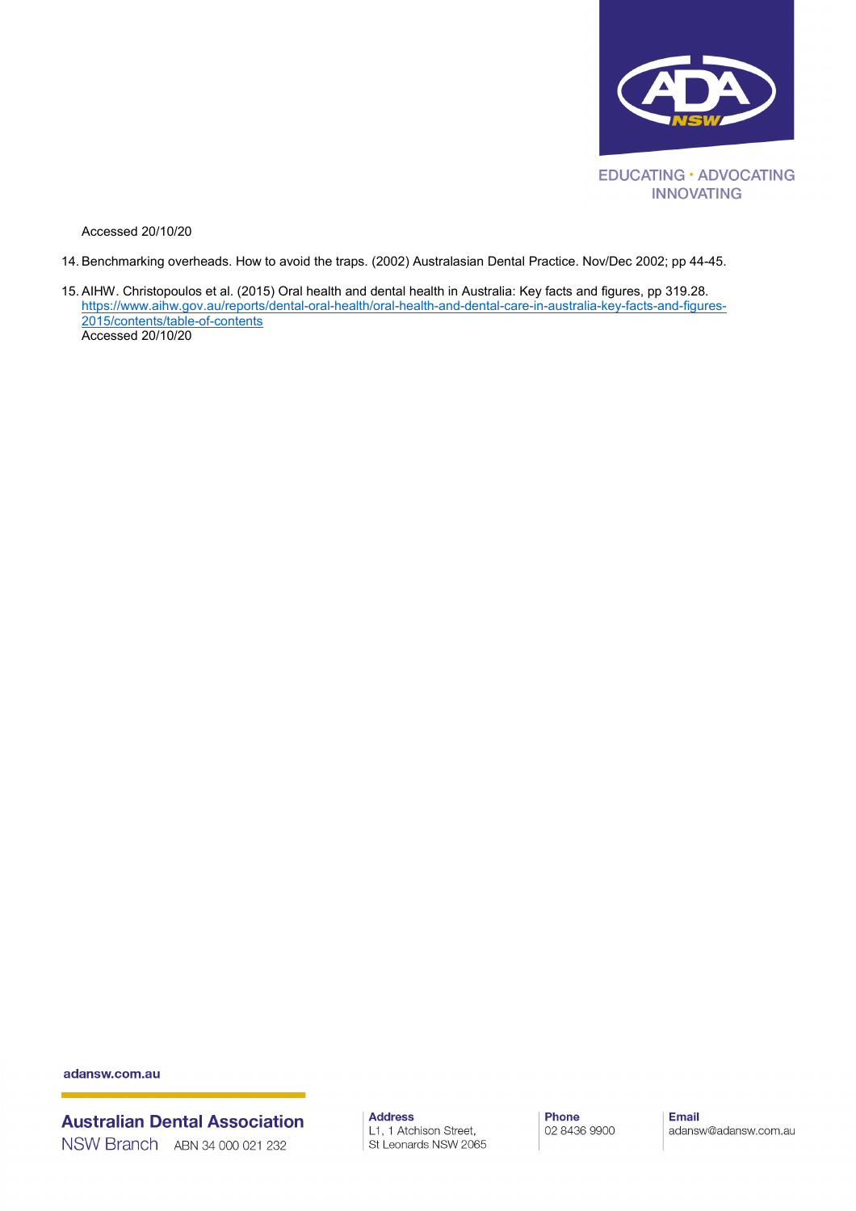Accessed 20/10/20

14. Benchmarking overheads. How to avoid the traps. (2002) Australasian Dental Practice. Nov/Dec 2002; pp 44-45.

15. AIHW. Christopoulos et al. (2015) Oral health and dental health in Australia: Key facts and figures, pp 319.28. https://www.aihw.gov.au/reports/dental-oral-health/oral-health-and-dental-care-in-australia-key-facts-and-figures-2015/contents/table-of-contents
    Accessed 20/10/20